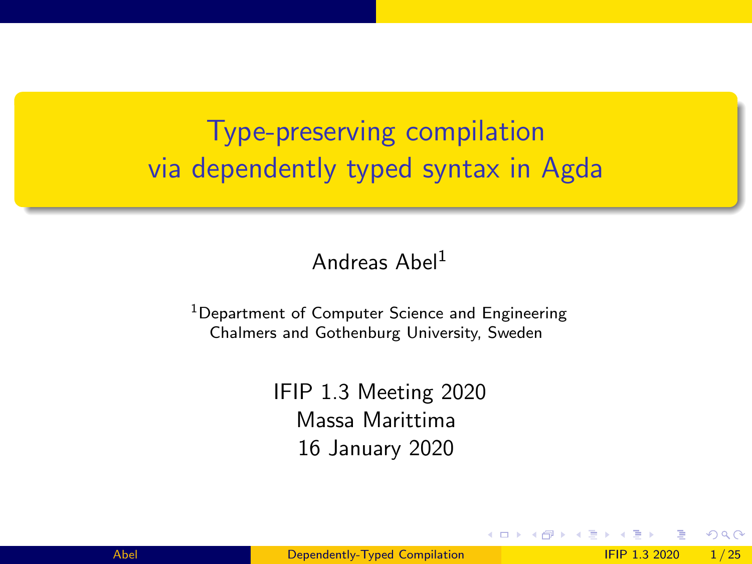# Type-preserving compilation via dependently typed syntax in Agda

Andreas Abel[1]

[1]Department of Computer Science and Engineering
Chalmers and Gothenburg University, Sweden

IFIP 1.3 Meeting 2020
Massa Marittima
16 January 2020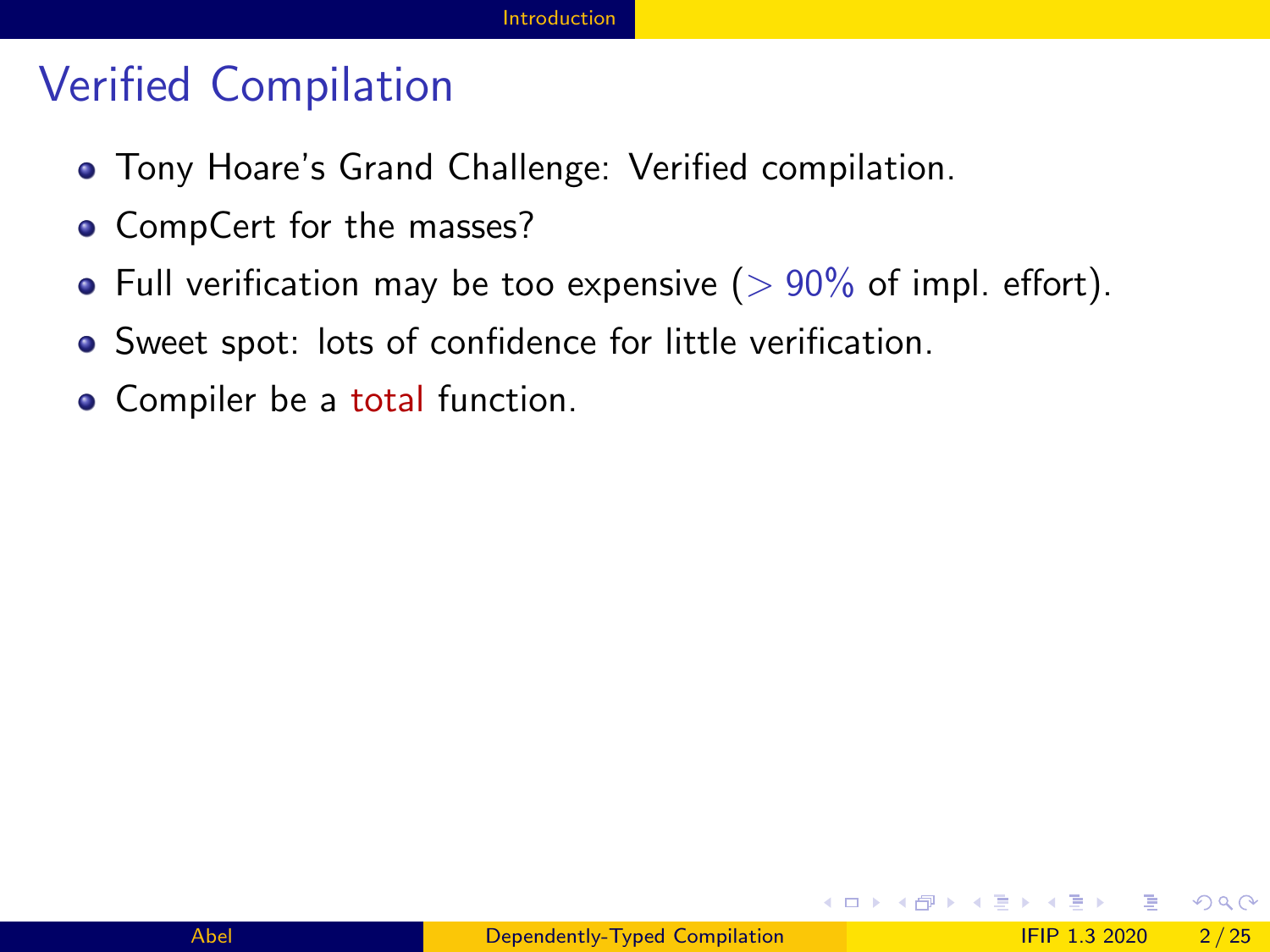# Verified Compilation

- Tony Hoare's Grand Challenge: Verified compilation.
- CompCert for the masses?
- Full verification may be too expensive ($> 90\%$ of impl. effort).
- Sweet spot: lots of confidence for little verification.
- Compiler be a total function.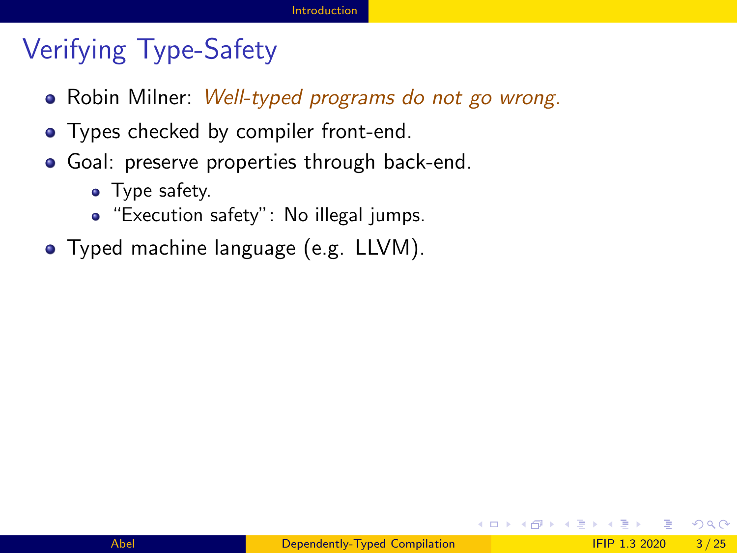# Verifying Type-Safety

- Robin Milner: *Well-typed programs do not go wrong.*
- Types checked by compiler front-end.
- Goal: preserve properties through back-end.
  - Type safety.
  - "Execution safety": No illegal jumps.
- Typed machine language (e.g. LLVM).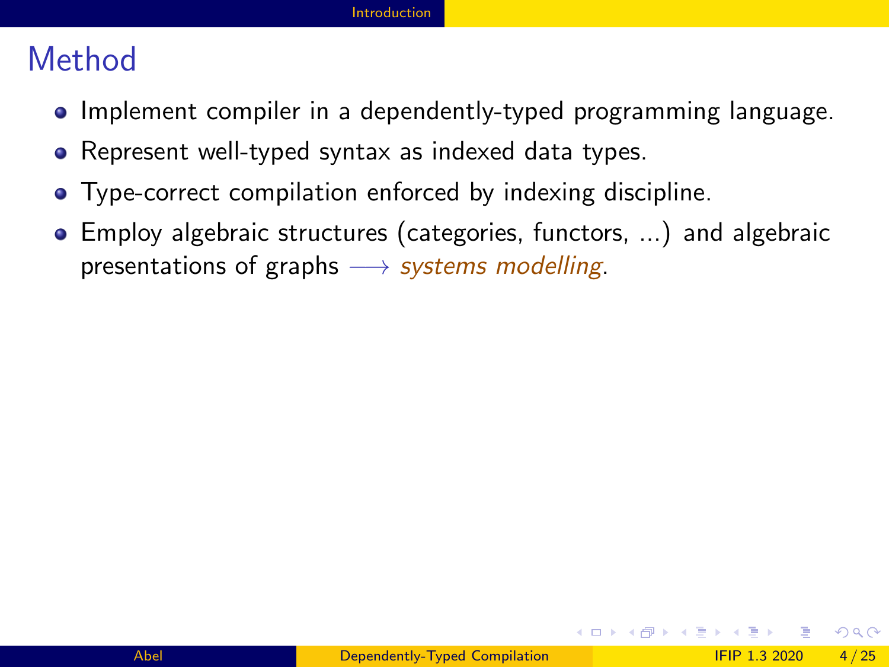# Method

- Implement compiler in a dependently-typed programming language.
- Represent well-typed syntax as indexed data types.
- Type-correct compilation enforced by indexing discipline.
- Employ algebraic structures (categories, functors, ...) and algebraic presentations of graphs $\longrightarrow$ *systems modelling*.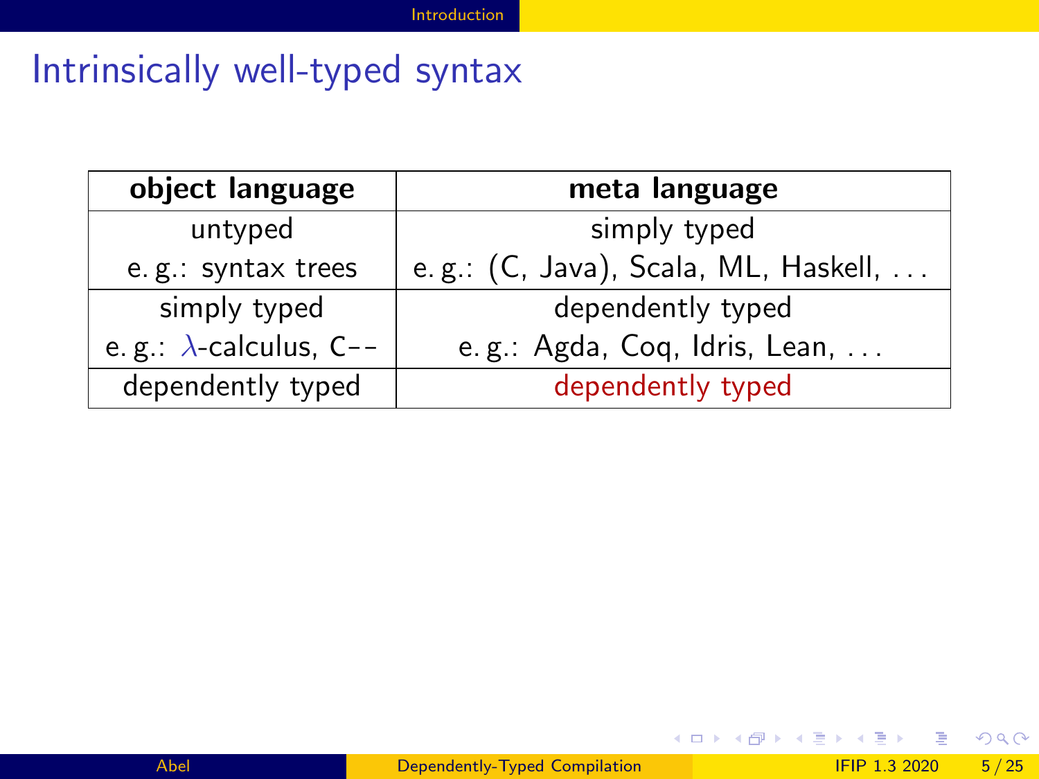# Intrinsically well-typed syntax

| object language | meta language |
| --- | --- |
| untyped<br>e. g.: syntax trees | simply typed<br>e. g.: (C, Java), Scala, ML, Haskell, ... |
| simply typed<br>e. g.: $\lambda$-calculus, C-- | dependently typed<br>e. g.: Agda, Coq, Idris, Lean, ... |
| dependently typed | dependently typed |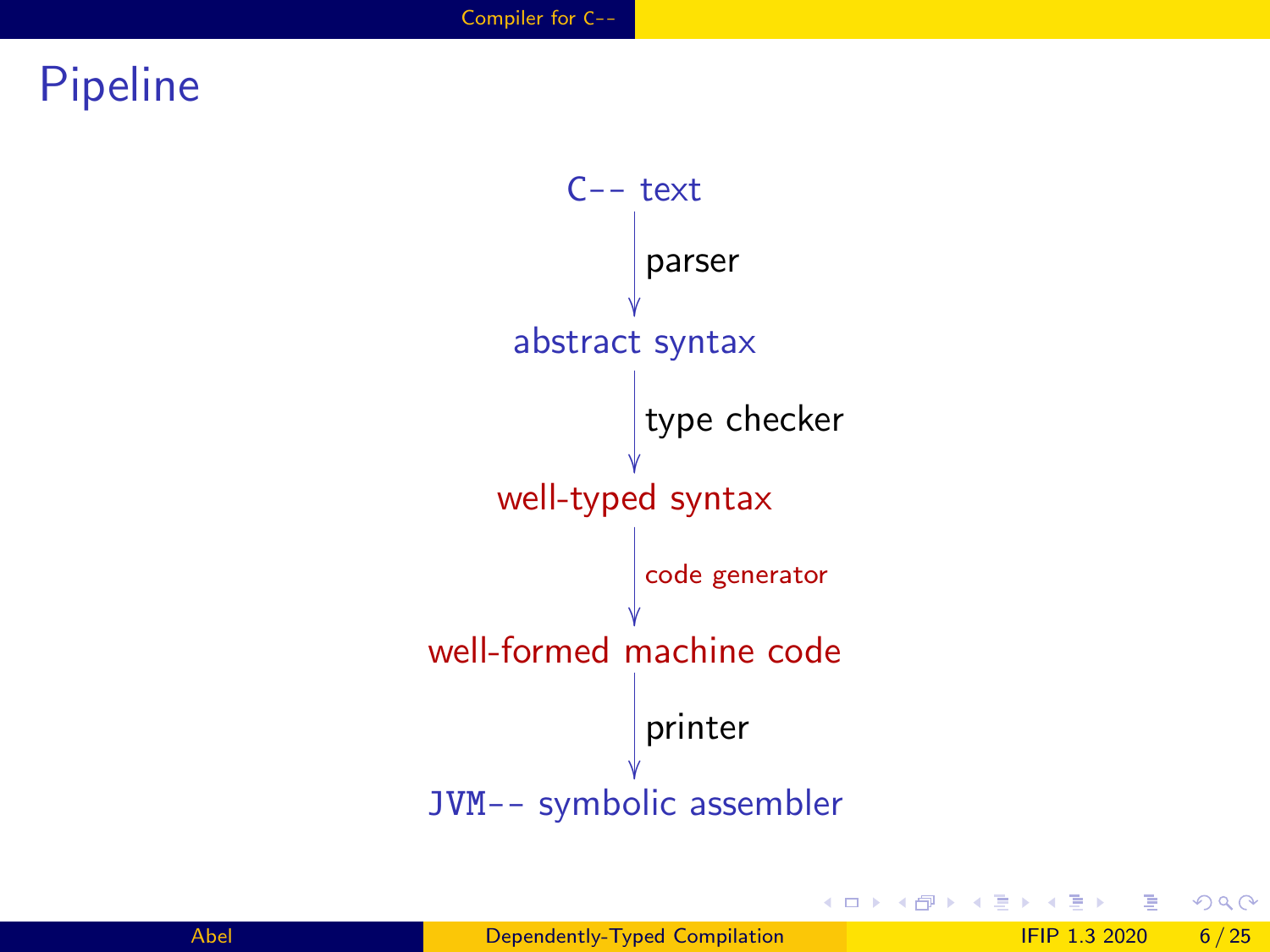# Pipeline

C-- text

↓ parser

abstract syntax

↓ type checker

well-typed syntax

↓ code generator

well-formed machine code

↓ printer

JVM-- symbolic assembler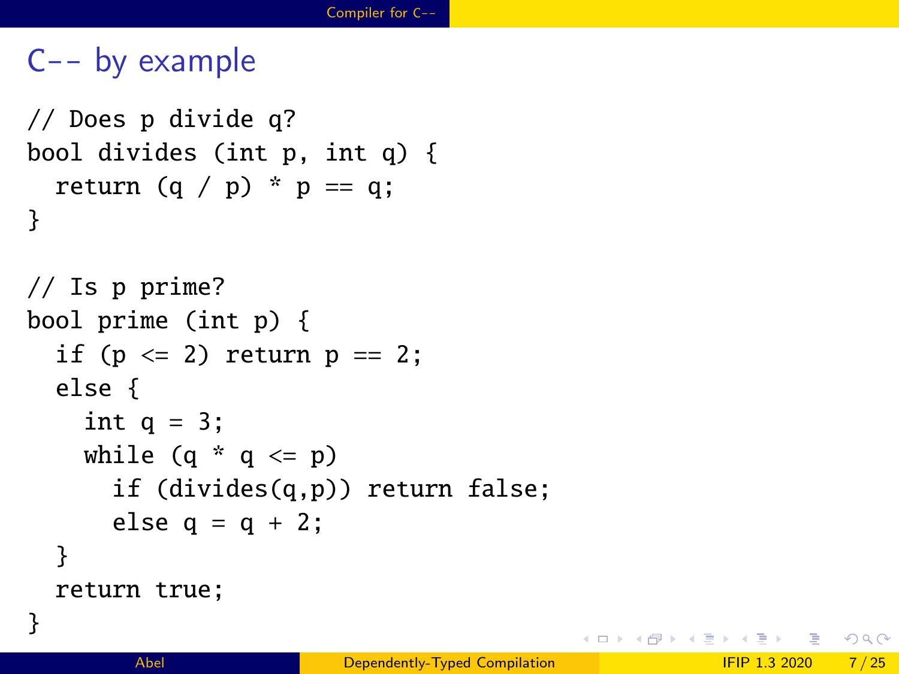# C-- by example

```
// Does p divide q?
bool divides (int p, int q) {
  return (q / p) * p == q;
}

// Is p prime?
bool prime (int p) {
  if (p <= 2) return p == 2;
  else {
    int q = 3;
    while (q * q <= p)
      if (divides(q,p)) return false;
      else q = q + 2;
  }
  return true;
}
```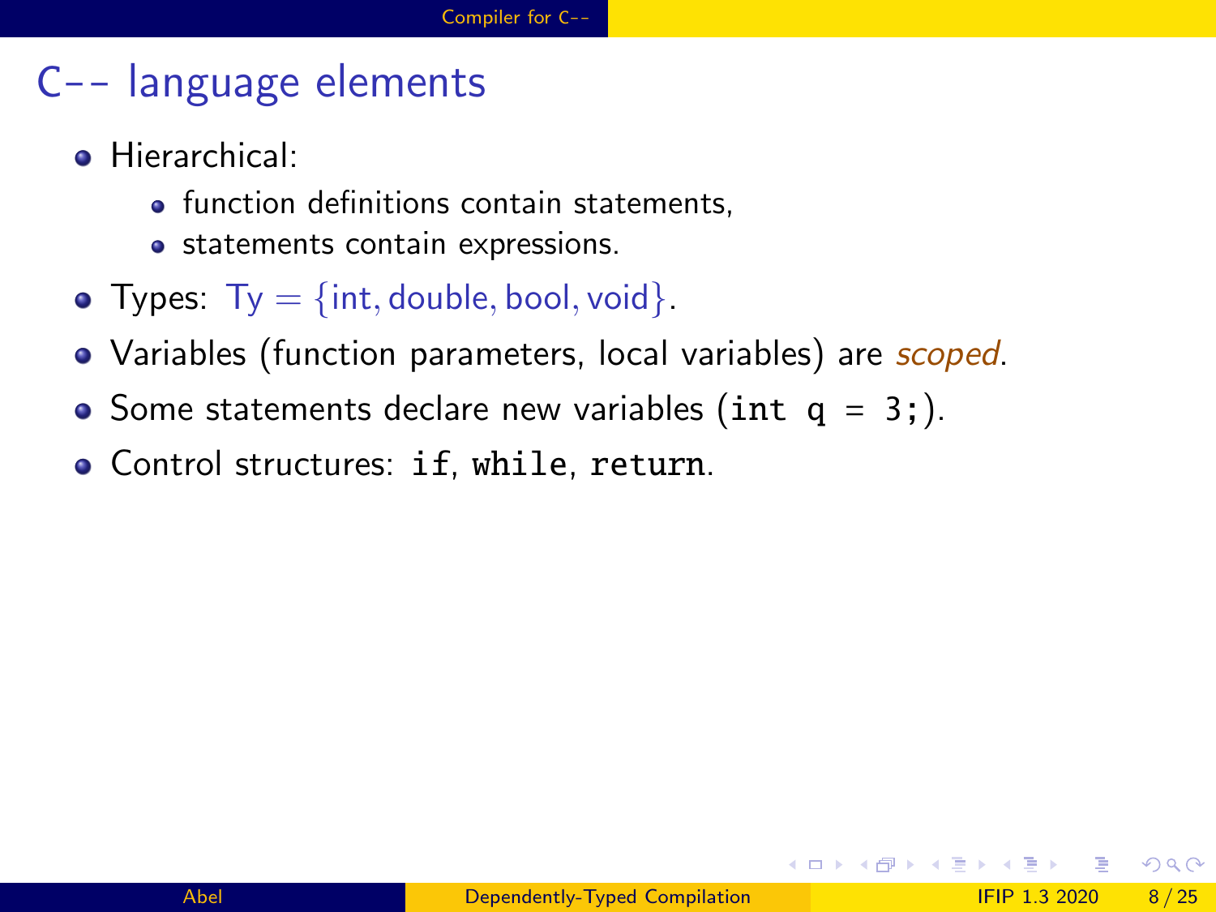# C-- language elements

- Hierarchical:
  - function definitions contain statements,
  - statements contain expressions.
- Types: $\mathrm{Ty} = \{\mathrm{int}, \mathrm{double}, \mathrm{bool}, \mathrm{void}\}$.
- Variables (function parameters, local variables) are *scoped*.
- Some statements declare new variables (`int q = 3;`).
- Control structures: `if`, `while`, `return`.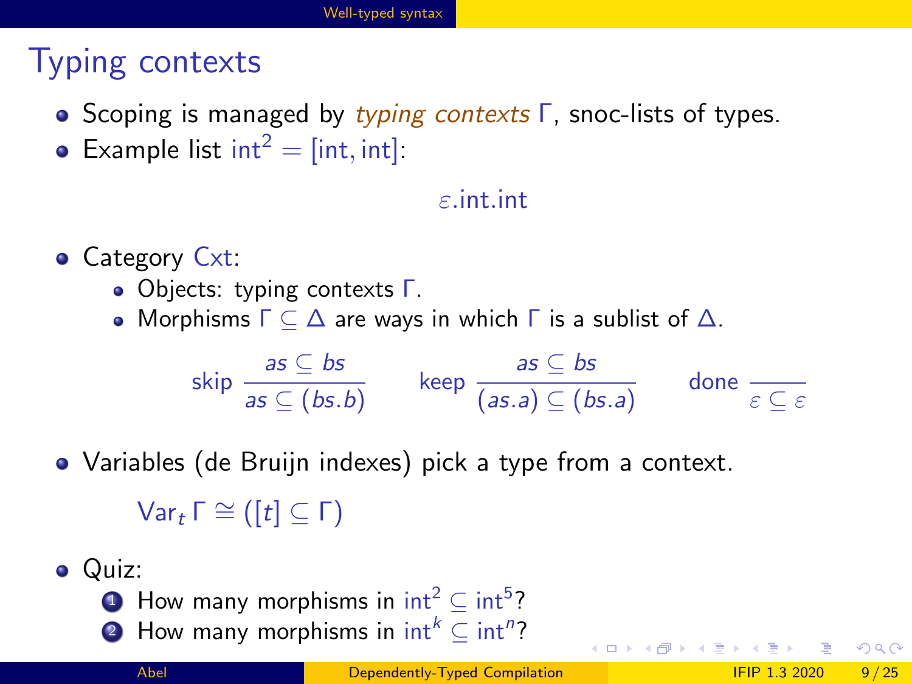# Typing contexts

- Scoping is managed by *typing contexts* $\Gamma$, snoc-lists of types.
- Example list $\mathsf{int}^2 = [\mathsf{int}, \mathsf{int}]$:

$$\varepsilon.\mathsf{int}.\mathsf{int}$$

- Category $\mathsf{Cxt}$:
  - Objects: typing contexts $\Gamma$.
  - Morphisms $\Gamma \subseteq \Delta$ are ways in which $\Gamma$ is a sublist of $\Delta$.

$$\mathsf{skip}\ \frac{as \subseteq bs}{as \subseteq (bs.b)} \qquad \mathsf{keep}\ \frac{as \subseteq bs}{(as.a) \subseteq (bs.a)} \qquad \mathsf{done}\ \frac{}{\varepsilon \subseteq \varepsilon}$$

- Variables (de Bruijn indexes) pick a type from a context.

$$\mathsf{Var}_t\,\Gamma \cong ([t] \subseteq \Gamma)$$

- Quiz:
  1. How many morphisms in $\mathsf{int}^2 \subseteq \mathsf{int}^5$?
  2. How many morphisms in $\mathsf{int}^k \subseteq \mathsf{int}^n$?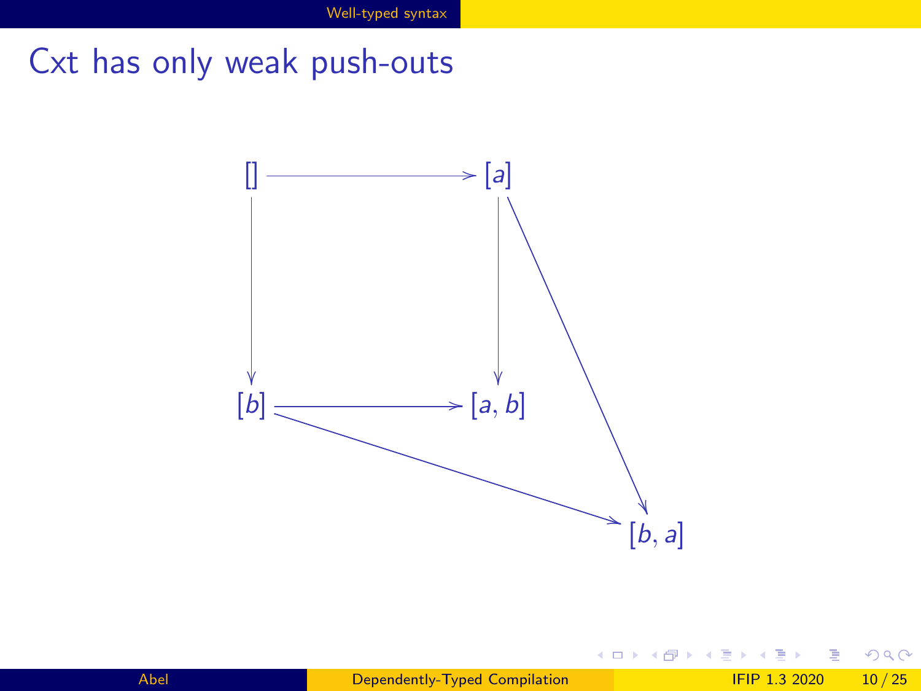# Cxt has only weak push-outs

$$
\begin{array}{ccccc}
[] & \longrightarrow & [a] & & \\
\downarrow & & \downarrow & \searrow & \\
[b] & \longrightarrow & [a, b] & & \\
& \searrow & & & [b, a]
\end{array}
$$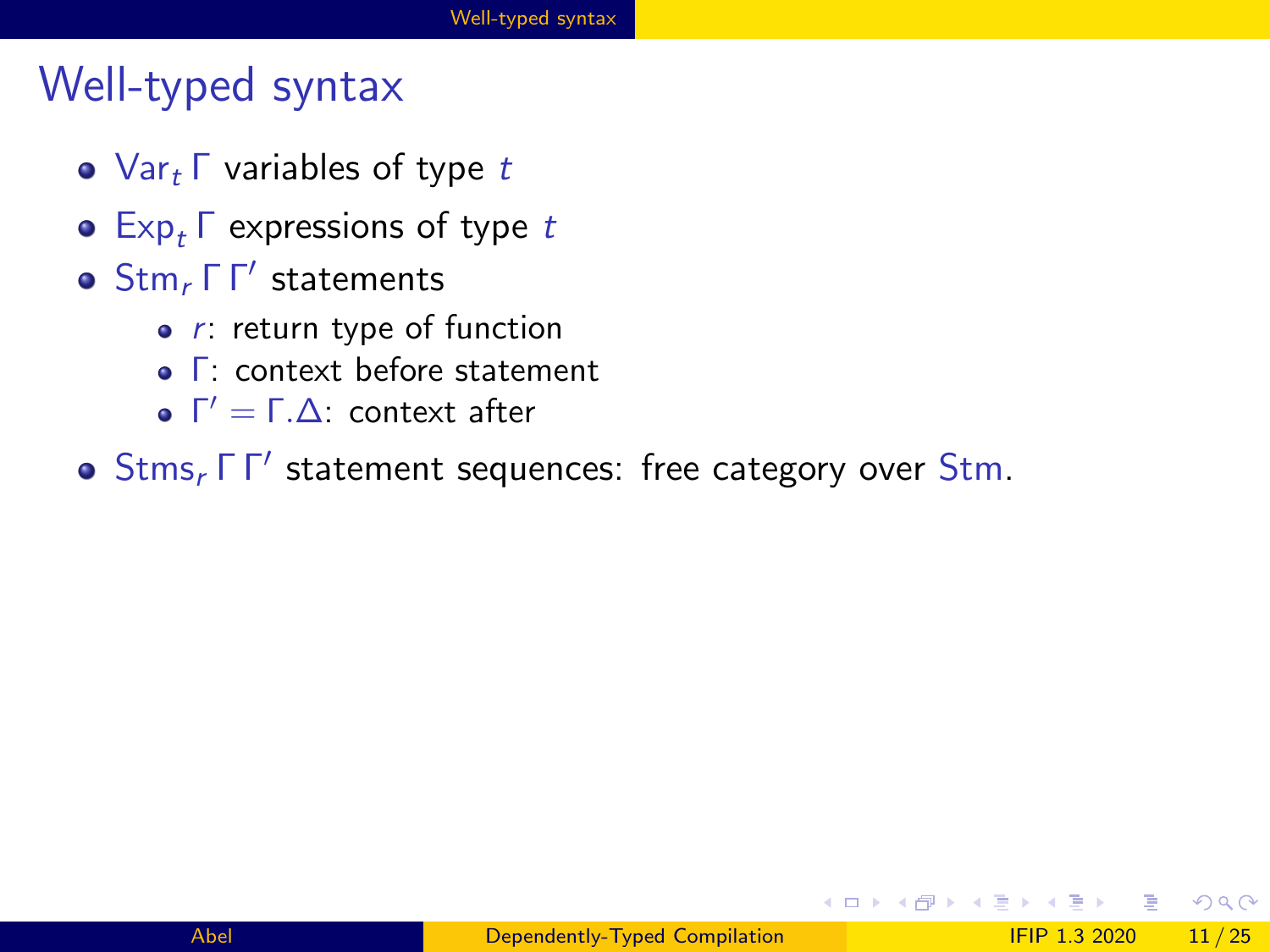# Well-typed syntax

- $\mathsf{Var}_t\,\Gamma$ variables of type $t$
- $\mathsf{Exp}_t\,\Gamma$ expressions of type $t$
- $\mathsf{Stm}_r\,\Gamma\,\Gamma'$ statements
  - $r$: return type of function
  - $\Gamma$: context before statement
  - $\Gamma' = \Gamma.\Delta$: context after
- $\mathsf{Stms}_r\,\Gamma\,\Gamma'$ statement sequences: free category over $\mathsf{Stm}$.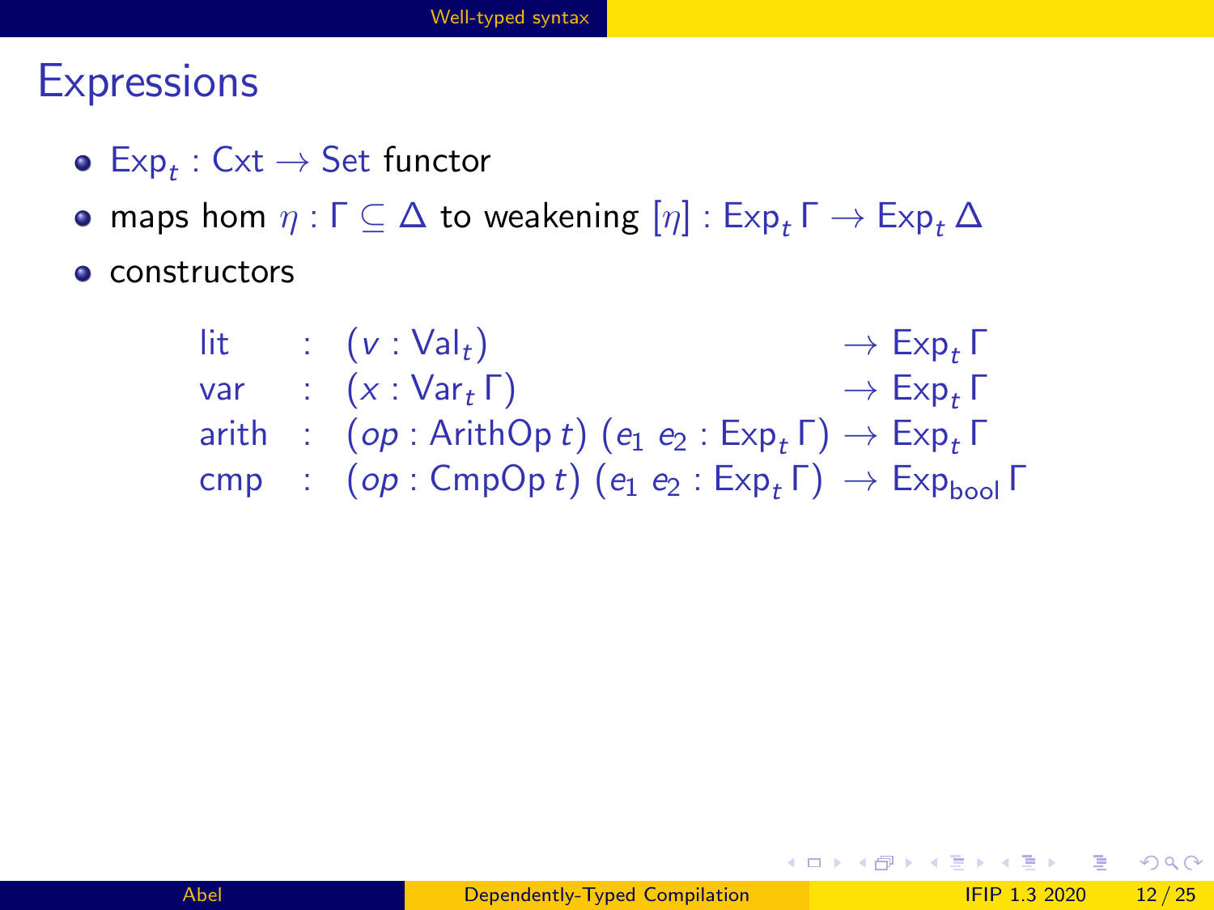## Expressions

- $\mathsf{Exp}_t : \mathsf{Cxt} \to \mathsf{Set}$ functor
- maps hom $\eta : \Gamma \subseteq \Delta$ to weakening $[\eta] : \mathsf{Exp}_t\,\Gamma \to \mathsf{Exp}_t\,\Delta$
- constructors

$$
\begin{array}{lll}
\mathsf{lit} & : & (v : \mathsf{Val}_t) \qquad\qquad\qquad\qquad\qquad\quad\;\; \to \mathsf{Exp}_t\,\Gamma \\
\mathsf{var} & : & (x : \mathsf{Var}_t\,\Gamma) \qquad\qquad\qquad\qquad\qquad \to \mathsf{Exp}_t\,\Gamma \\
\mathsf{arith} & : & (op : \mathsf{ArithOp}\,t)\;(e_1\;e_2 : \mathsf{Exp}_t\,\Gamma) \to \mathsf{Exp}_t\,\Gamma \\
\mathsf{cmp} & : & (op : \mathsf{CmpOp}\,t)\;(e_1\;e_2 : \mathsf{Exp}_t\,\Gamma) \;\to \mathsf{Exp}_{\mathsf{bool}}\,\Gamma
\end{array}
$$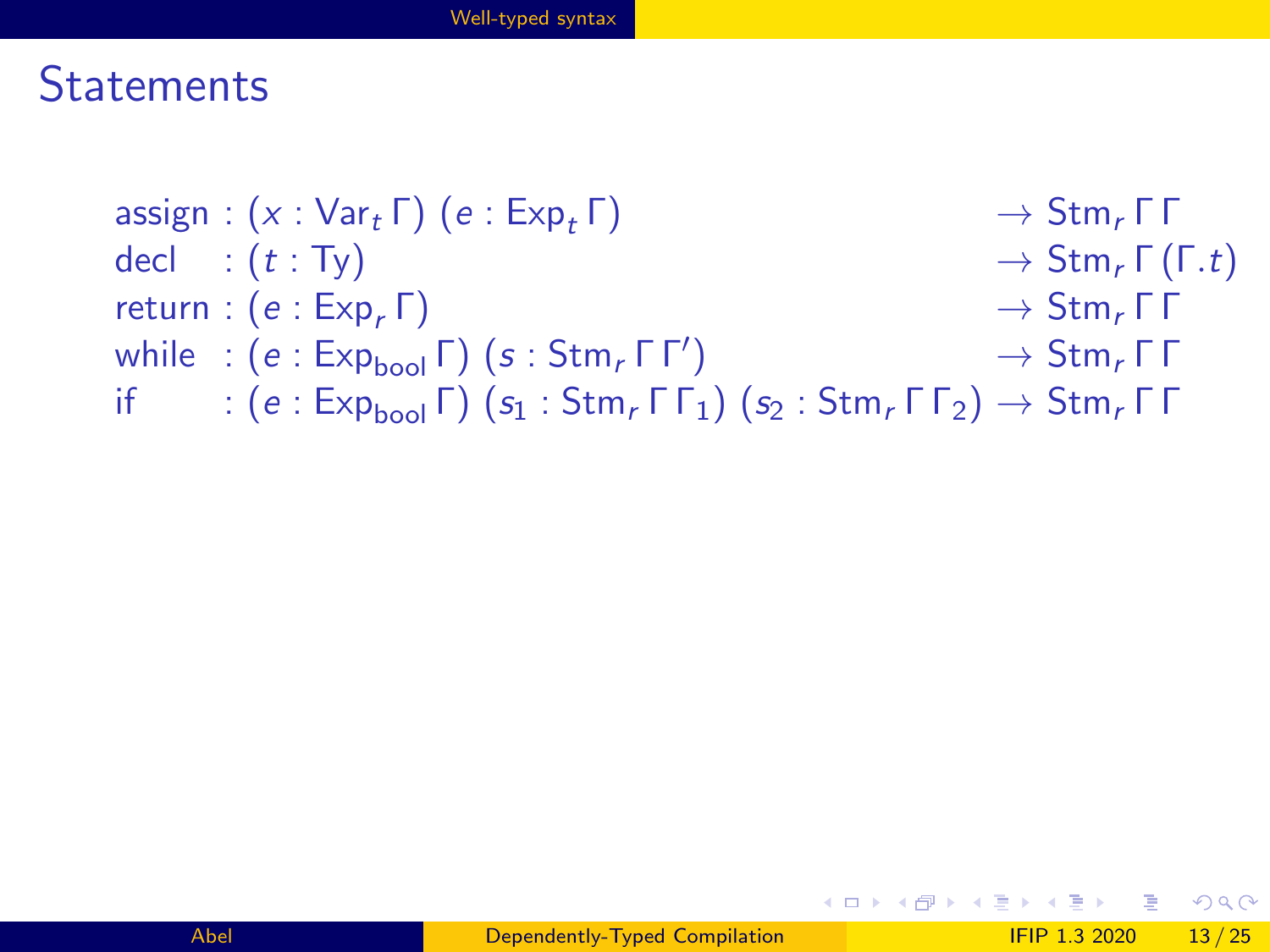# Statements

$$
\begin{array}{llll}
\mathsf{assign} & : (x : \mathsf{Var}_t\,\Gamma)\ (e : \mathsf{Exp}_t\,\Gamma) & & \rightarrow \mathsf{Stm}_r\,\Gamma\,\Gamma \\
\mathsf{decl} & : (t : \mathsf{Ty}) & & \rightarrow \mathsf{Stm}_r\,\Gamma\,(\Gamma.t) \\
\mathsf{return} & : (e : \mathsf{Exp}_r\,\Gamma) & & \rightarrow \mathsf{Stm}_r\,\Gamma\,\Gamma \\
\mathsf{while} & : (e : \mathsf{Exp}_{\mathsf{bool}}\,\Gamma)\ (s : \mathsf{Stm}_r\,\Gamma\,\Gamma') & & \rightarrow \mathsf{Stm}_r\,\Gamma\,\Gamma \\
\mathsf{if} & : (e : \mathsf{Exp}_{\mathsf{bool}}\,\Gamma)\ (s_1 : \mathsf{Stm}_r\,\Gamma\,\Gamma_1)\ (s_2 : \mathsf{Stm}_r\,\Gamma\,\Gamma_2) & & \rightarrow \mathsf{Stm}_r\,\Gamma\,\Gamma
\end{array}
$$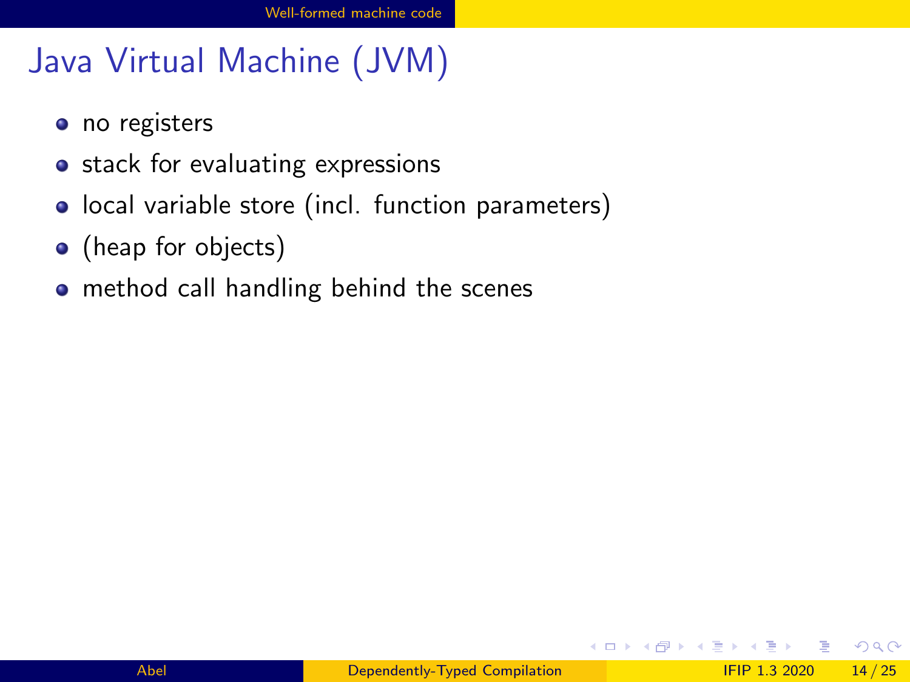# Java Virtual Machine (JVM)

- no registers
- stack for evaluating expressions
- local variable store (incl. function parameters)
- (heap for objects)
- method call handling behind the scenes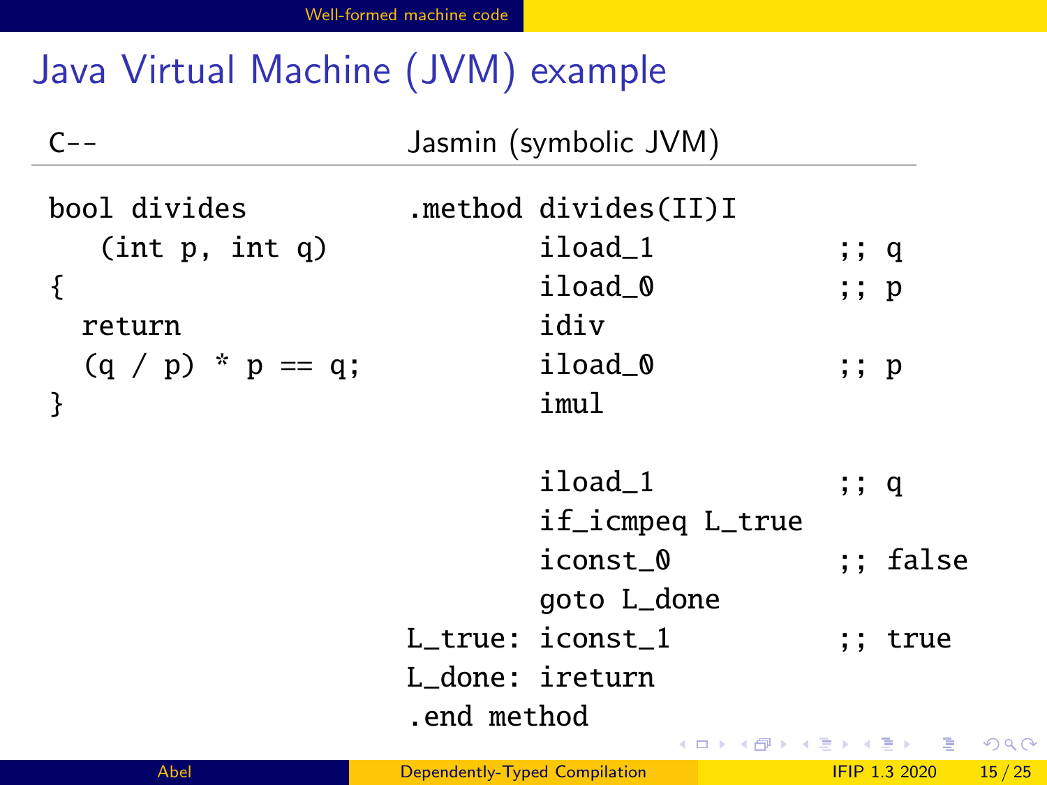# Java Virtual Machine (JVM) example

| C-- | Jasmin (symbolic JVM) |
|---|---|

```
bool divides
   (int p, int q)
{
  return
  (q / p) * p == q;
}
```

```
.method divides(II)I
        iload_1           ;; q
        iload_0           ;; p
        idiv
        iload_0           ;; p
        imul

        iload_1           ;; q
        if_icmpeq L_true
        iconst_0          ;; false
        goto L_done
L_true: iconst_1          ;; true
L_done: ireturn
.end method
```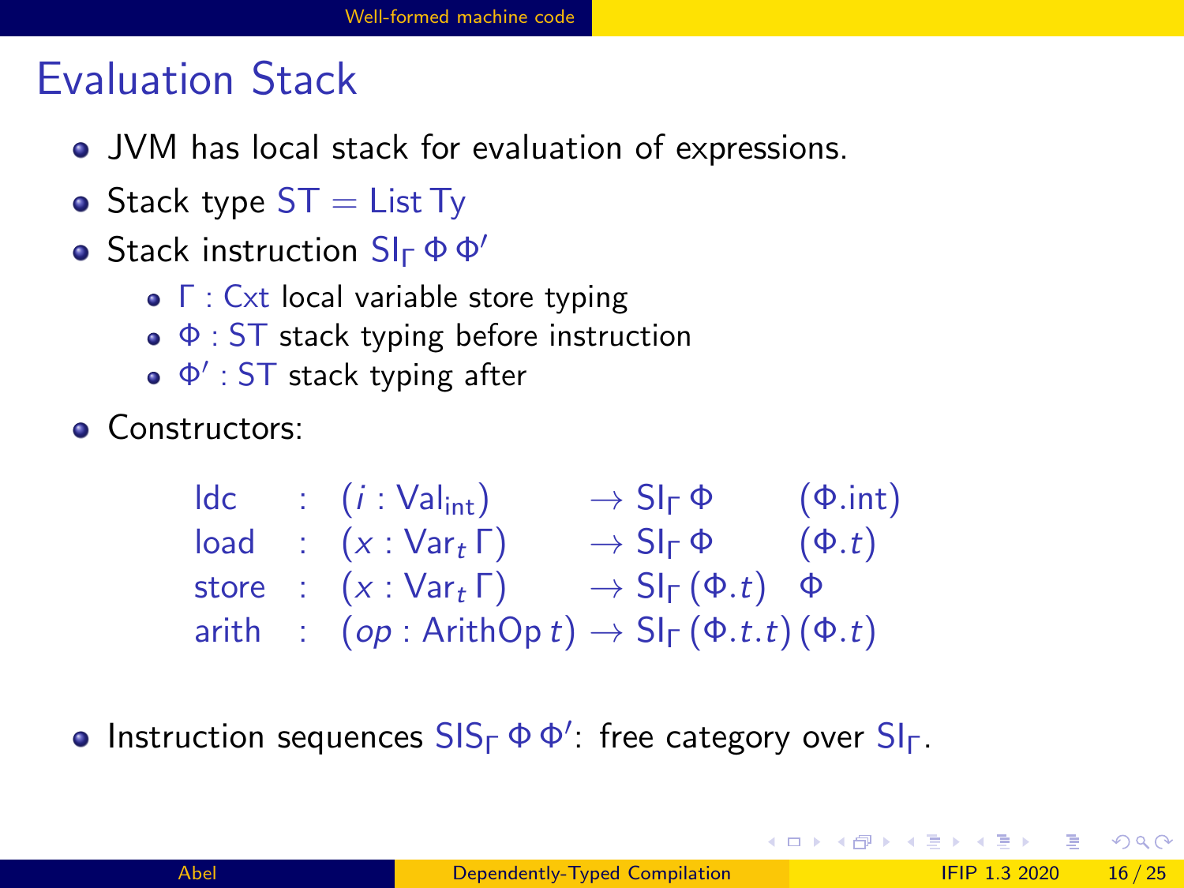# Evaluation Stack

- JVM has local stack for evaluation of expressions.
- Stack type $\mathsf{ST} = \mathsf{List}\,\mathsf{Ty}$
- Stack instruction $\mathsf{SI}_\Gamma\,\Phi\,\Phi'$
  - $\Gamma : \mathsf{Cxt}$ local variable store typing
  - $\Phi : \mathsf{ST}$ stack typing before instruction
  - $\Phi' : \mathsf{ST}$ stack typing after
- Constructors:

$$
\begin{array}{lcllll}
\mathsf{ldc} & : & (i : \mathsf{Val}_{\mathsf{int}}) & \to \mathsf{SI}_\Gamma\,\Phi & (\Phi.\mathsf{int}) \\
\mathsf{load} & : & (x : \mathsf{Var}_t\,\Gamma) & \to \mathsf{SI}_\Gamma\,\Phi & (\Phi.t) \\
\mathsf{store} & : & (x : \mathsf{Var}_t\,\Gamma) & \to \mathsf{SI}_\Gamma\,(\Phi.t) & \Phi \\
\mathsf{arith} & : & (op : \mathsf{ArithOp}\,t) & \to \mathsf{SI}_\Gamma\,(\Phi.t.t) & (\Phi.t)
\end{array}
$$

- Instruction sequences $\mathsf{SIS}_\Gamma\,\Phi\,\Phi'$: free category over $\mathsf{SI}_\Gamma$.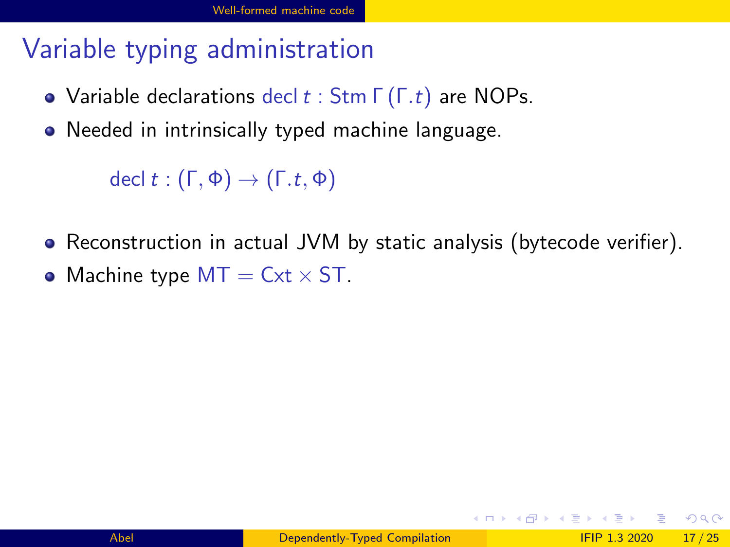# Variable typing administration

- Variable declarations $\mathsf{decl}\ t : \mathsf{Stm}\ \Gamma\ (\Gamma.t)$ are NOPs.
- Needed in intrinsically typed machine language.

$$\mathsf{decl}\ t : (\Gamma, \Phi) \rightarrow (\Gamma.t, \Phi)$$

- Reconstruction in actual JVM by static analysis (bytecode verifier).
- Machine type $\mathsf{MT} = \mathsf{Cxt} \times \mathsf{ST}$.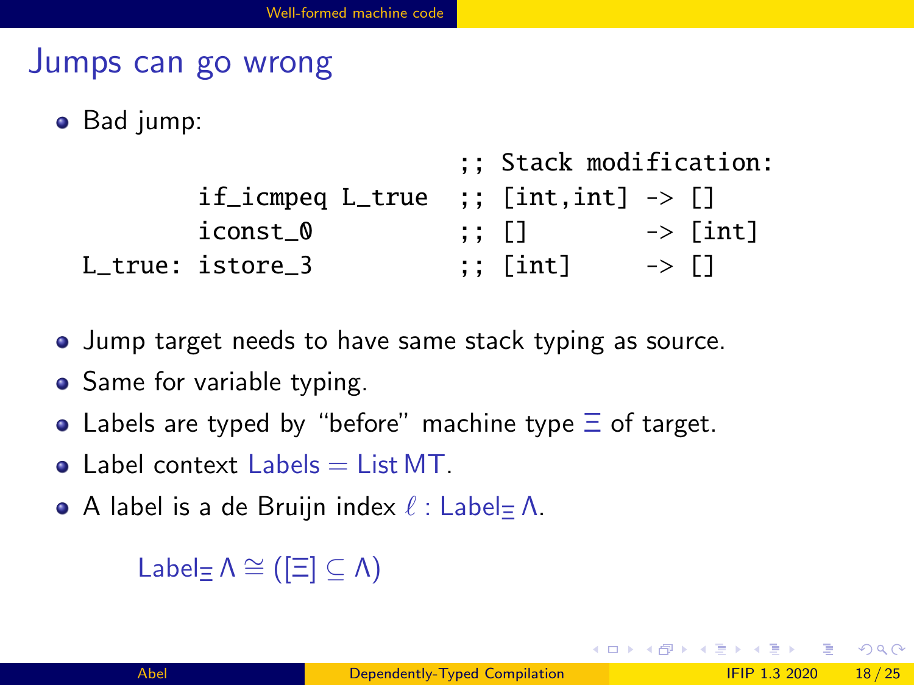# Jumps can go wrong

- Bad jump:

```
                                ;; Stack modification:
        if_icmpeq L_true        ;; [int,int] -> []
        iconst_0                ;; []        -> [int]
L_true: istore_3                ;; [int]     -> []
```

- Jump target needs to have same stack typing as source.
- Same for variable typing.
- Labels are typed by "before" machine type $\Xi$ of target.
- Label context $\mathsf{Labels} = \mathsf{List}\,\mathsf{MT}$.
- A label is a de Bruijn index $\ell : \mathsf{Label}_{\Xi}\,\Lambda$.

$$\mathsf{Label}_{\Xi}\,\Lambda \cong ([\Xi] \subseteq \Lambda)$$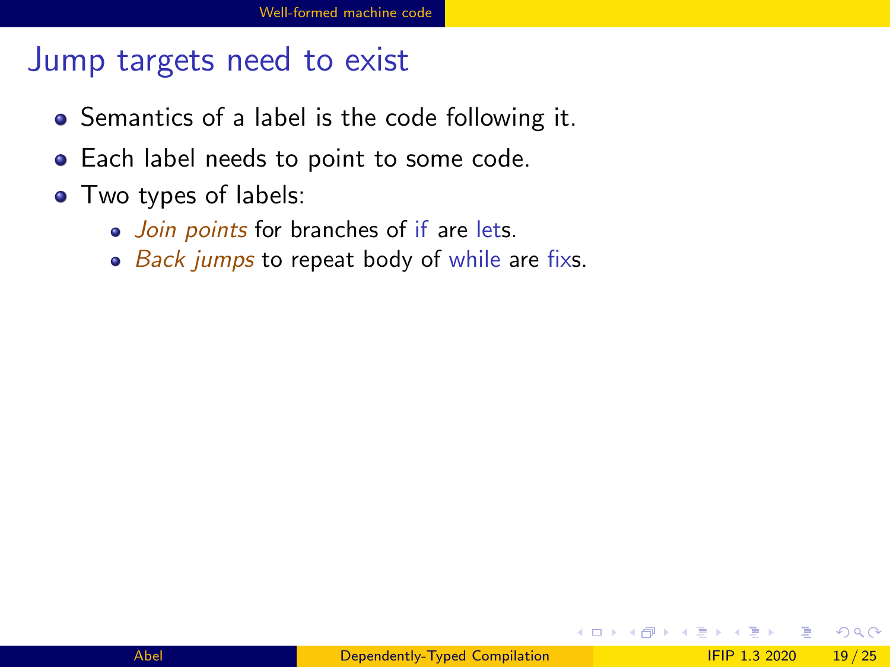# Jump targets need to exist

- Semantics of a label is the code following it.
- Each label needs to point to some code.
- Two types of labels:
  - *Join points* for branches of if are lets.
  - *Back jumps* to repeat body of while are fixs.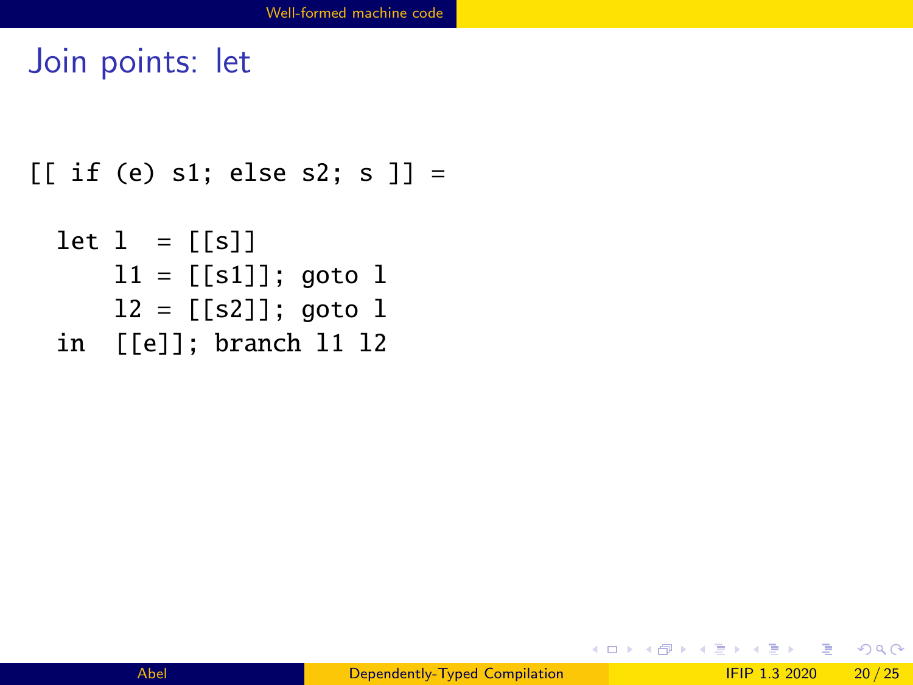# Join points: let

```
[[ if (e) s1; else s2; s ]] =

  let l  = [[s]]
      l1 = [[s1]]; goto l
      l2 = [[s2]]; goto l
  in  [[e]]; branch l1 l2
```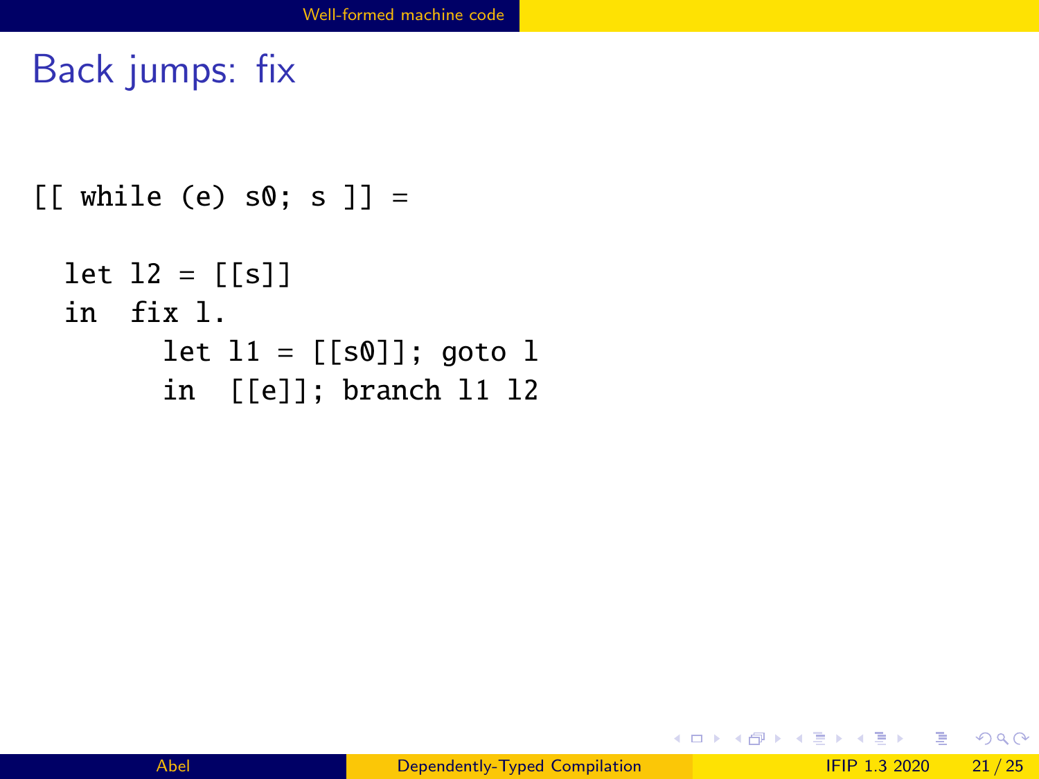# Back jumps: fix

```
[[ while (e) s0; s ]] =

  let l2 = [[s]]
  in  fix l.
        let l1 = [[s0]]; goto l
        in  [[e]]; branch l1 l2
```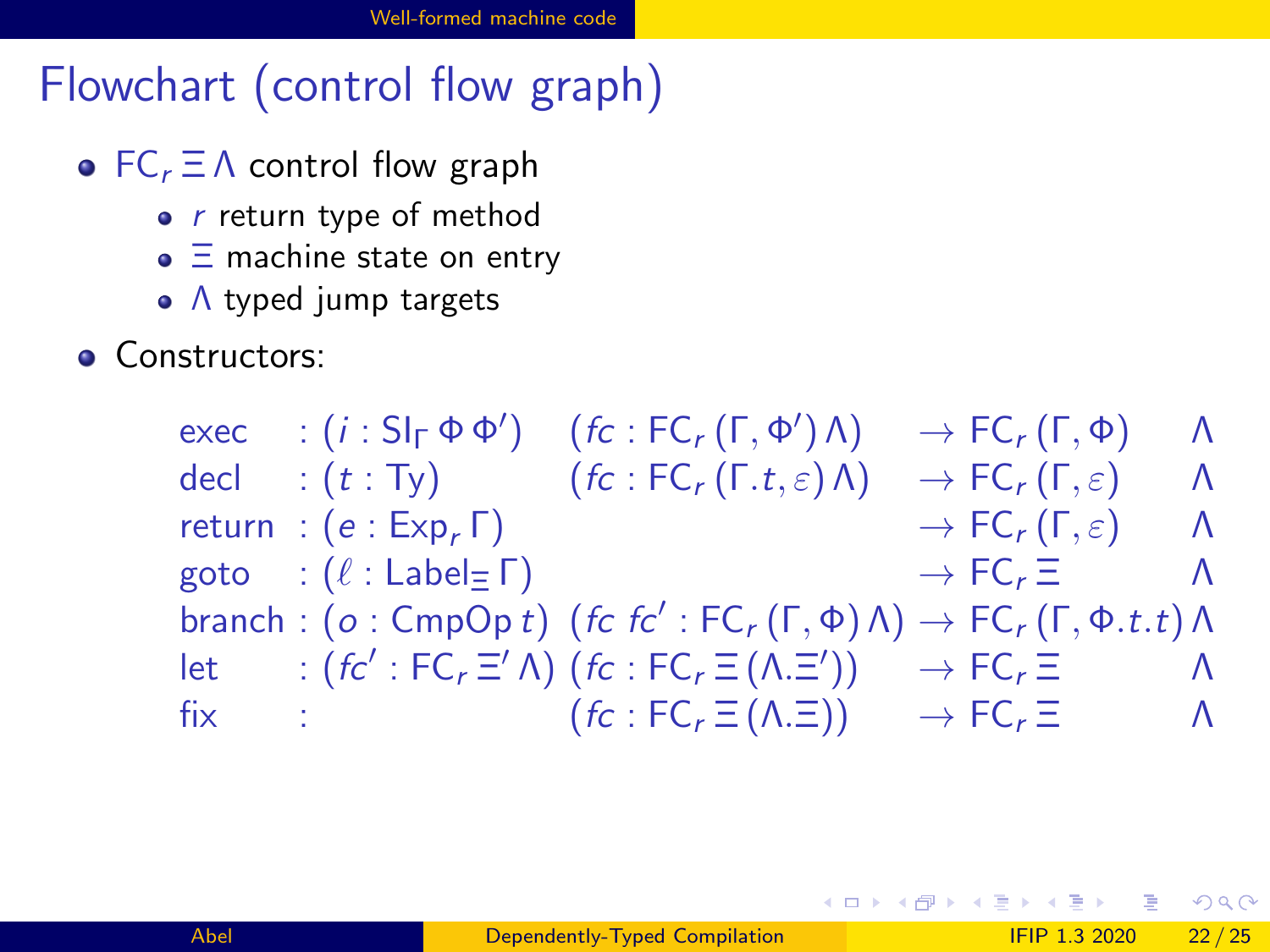# Flowchart (control flow graph)

- $\mathsf{FC}_r\,\Xi\,\Lambda$ control flow graph
  - $r$ return type of method
  - $\Xi$ machine state on entry
  - $\Lambda$ typed jump targets
- Constructors:

$$
\begin{array}{llll}
\mathsf{exec} & : (i : \mathsf{SI}_\Gamma\,\Phi\,\Phi') & (fc : \mathsf{FC}_r\,(\Gamma, \Phi')\,\Lambda) & \to \mathsf{FC}_r\,(\Gamma, \Phi) & \Lambda \\
\mathsf{decl} & : (t : \mathsf{Ty}) & (fc : \mathsf{FC}_r\,(\Gamma.t, \varepsilon)\,\Lambda) & \to \mathsf{FC}_r\,(\Gamma, \varepsilon) & \Lambda \\
\mathsf{return} & : (e : \mathsf{Exp}_r\,\Gamma) & & \to \mathsf{FC}_r\,(\Gamma, \varepsilon) & \Lambda \\
\mathsf{goto} & : (\ell : \mathsf{Label}_\Xi\,\Gamma) & & \to \mathsf{FC}_r\,\Xi & \Lambda \\
\mathsf{branch} & : (o : \mathsf{CmpOp}\,t) & (fc\ fc' : \mathsf{FC}_r\,(\Gamma, \Phi)\,\Lambda) & \to \mathsf{FC}_r\,(\Gamma, \Phi.t.t) & \Lambda \\
\mathsf{let} & : (fc' : \mathsf{FC}_r\,\Xi'\,\Lambda) & (fc : \mathsf{FC}_r\,\Xi\,(\Lambda.\Xi')) & \to \mathsf{FC}_r\,\Xi & \Lambda \\
\mathsf{fix} & : & (fc : \mathsf{FC}_r\,\Xi\,(\Lambda.\Xi)) & \to \mathsf{FC}_r\,\Xi & \Lambda
\end{array}
$$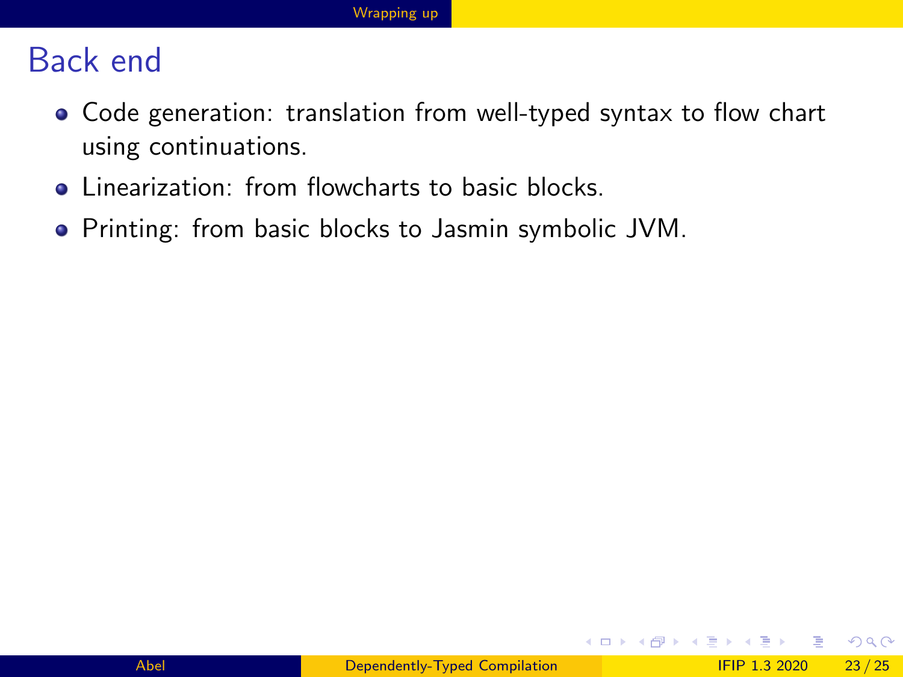# Back end

- Code generation: translation from well-typed syntax to flow chart using continuations.
- Linearization: from flowcharts to basic blocks.
- Printing: from basic blocks to Jasmin symbolic JVM.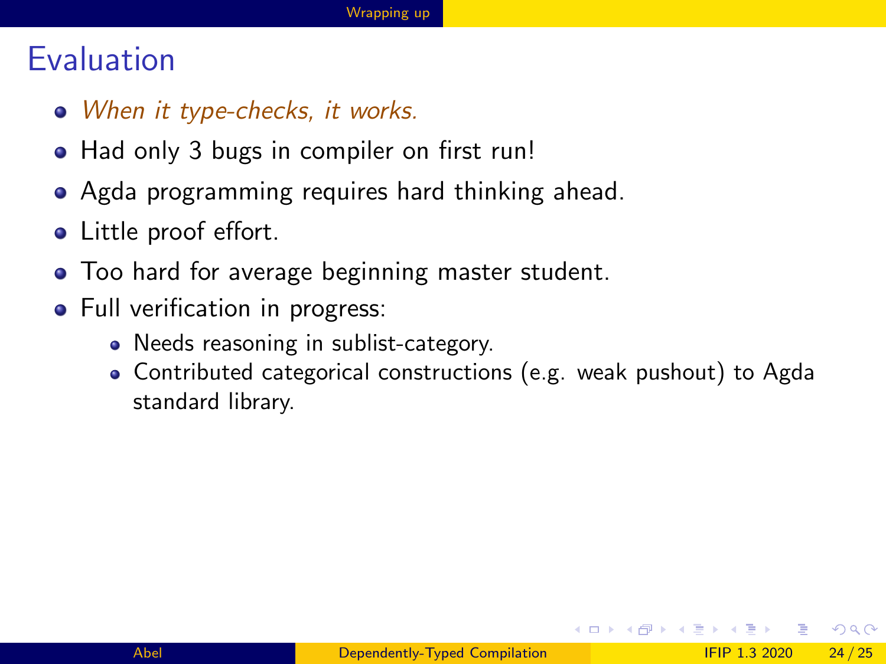# Evaluation

- *When it type-checks, it works.*
- Had only 3 bugs in compiler on first run!
- Agda programming requires hard thinking ahead.
- Little proof effort.
- Too hard for average beginning master student.
- Full verification in progress:
  - Needs reasoning in sublist-category.
  - Contributed categorical constructions (e.g. weak pushout) to Agda standard library.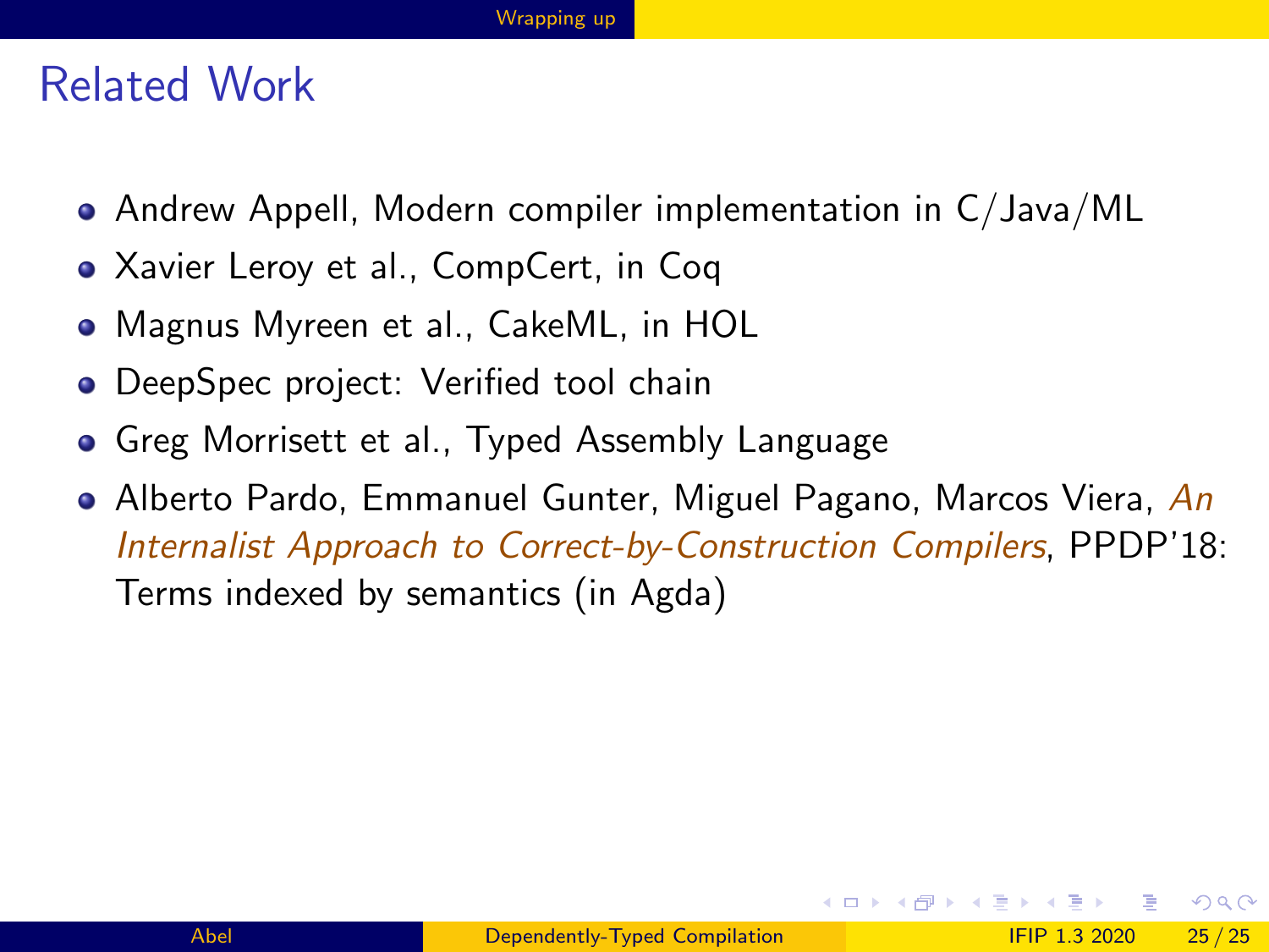## Related Work

- Andrew Appell, Modern compiler implementation in C/Java/ML
- Xavier Leroy et al., CompCert, in Coq
- Magnus Myreen et al., CakeML, in HOL
- DeepSpec project: Verified tool chain
- Greg Morrisett et al., Typed Assembly Language
- Alberto Pardo, Emmanuel Gunter, Miguel Pagano, Marcos Viera, *An Internalist Approach to Correct-by-Construction Compilers*, PPDP'18: Terms indexed by semantics (in Agda)